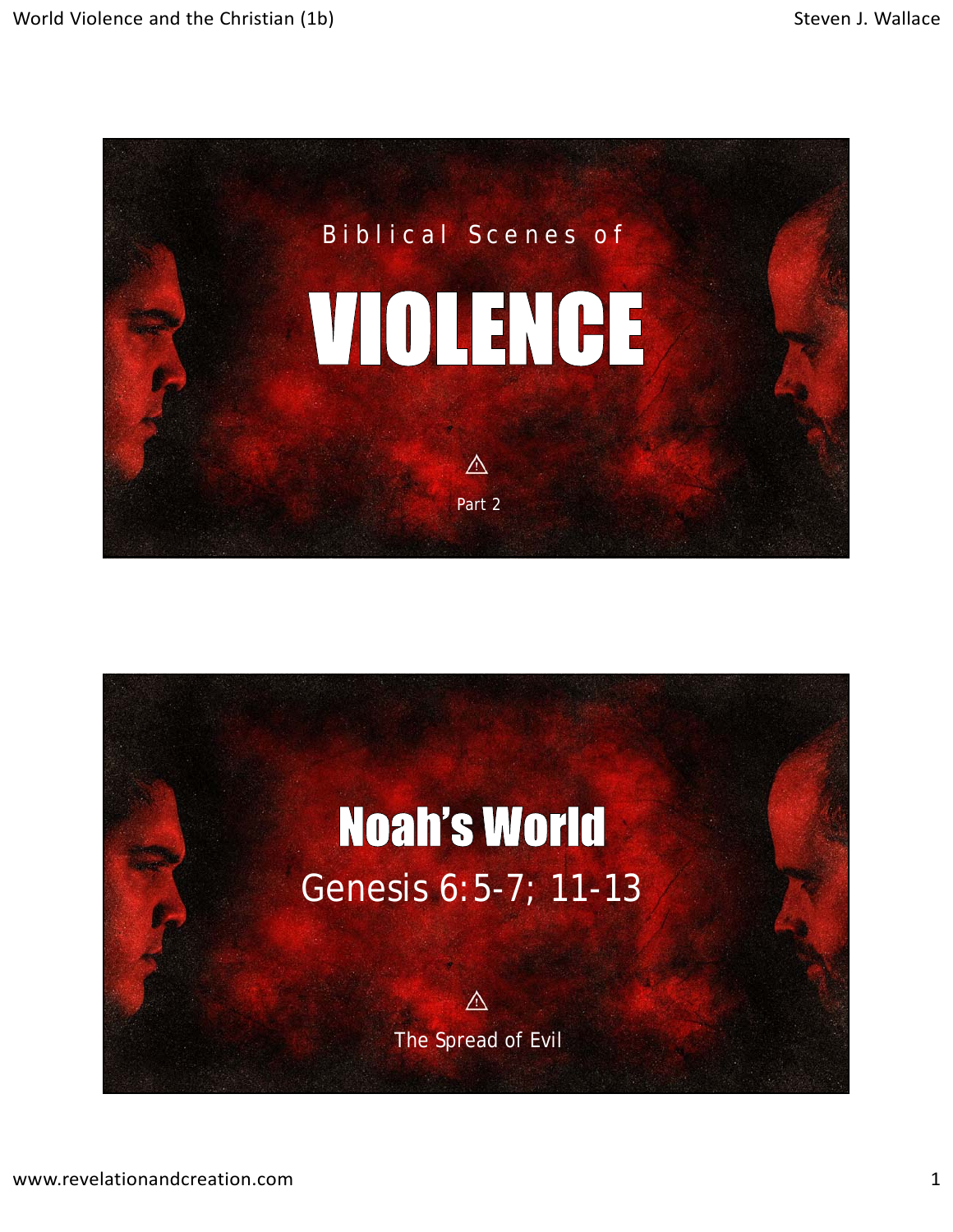## Biblical Scenes of

# VIOLENCE

⚠

Part 2

# Noah's World

## Genesis 6:5-7; 11-13

⚠

The Spread of Evil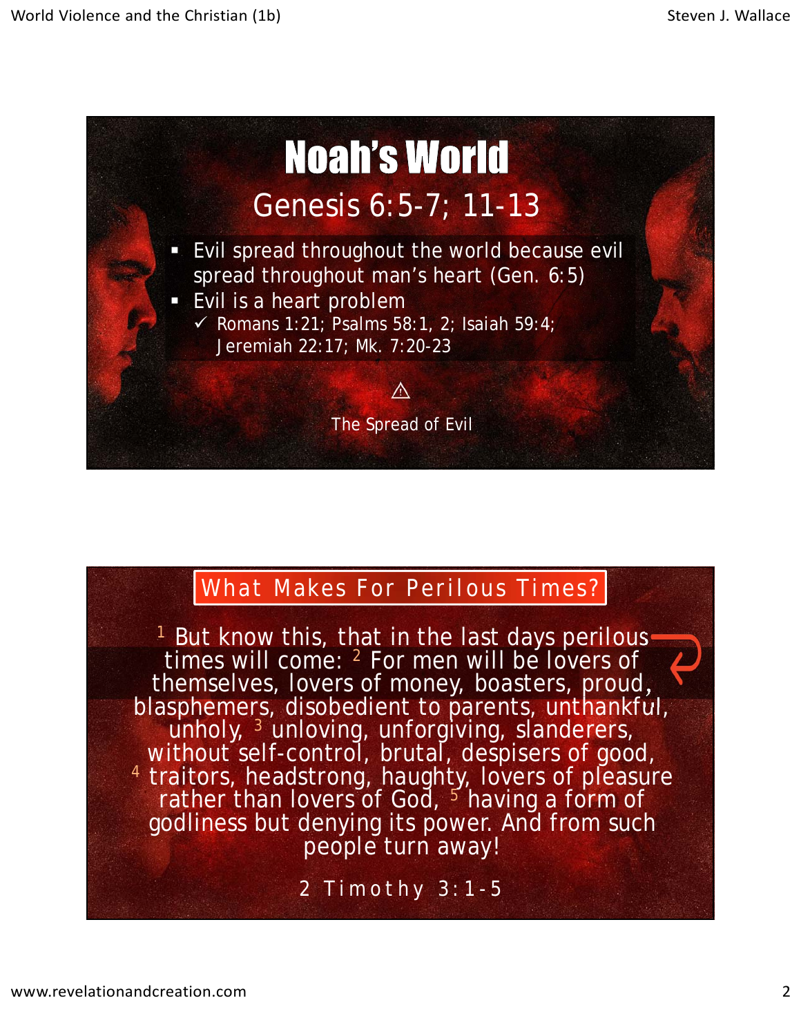# Noah's World

## Genesis 6:5-7; 11-13

- Evil spread throughout the world because evil spread throughout man's heart (Gen. 6:5)
- Evil is a heart problem
  - ✓ Romans 1:21; Psalms 58:1, 2; Isaiah 59:4; Jeremiah 22:17; Mk. 7:20-23

⚠

The Spread of Evil

## What Makes For Perilous Times?

[1] But know this, that in the last days perilous times will come: [2] For men will be lovers of themselves, lovers of money, boasters, proud, blasphemers, disobedient to parents, unthankful, unholy, [3] unloving, unforgiving, slanderers, without self-control, brutal, despisers of good, [4] traitors, headstrong, haughty, lovers of pleasure rather than lovers of God, [5] having a form of godliness but denying its power. And from such people turn away!

2 Timothy 3:1-5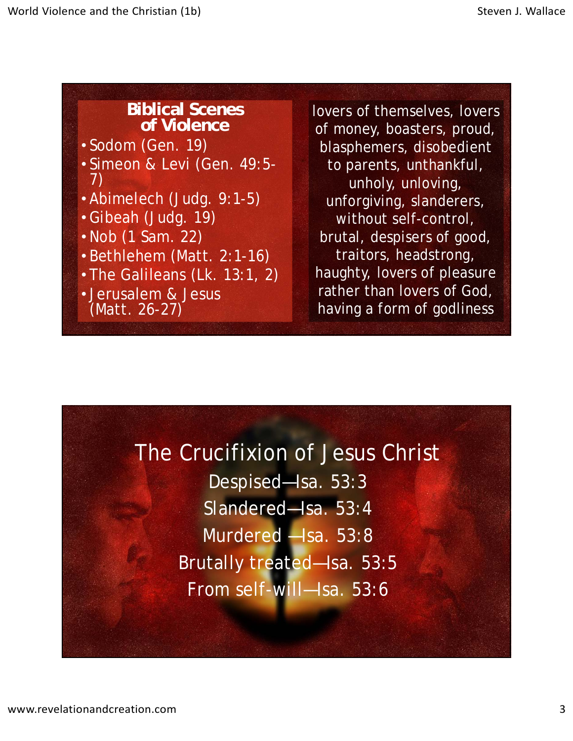## Biblical Scenes of Violence

- Sodom (Gen. 19)
- Simeon & Levi (Gen. 49:5-7)
- Abimelech (Judg. 9:1-5)
- Gibeah (Judg. 19)
- Nob (1 Sam. 22)
- Bethlehem (Matt. 2:1-16)
- The Galileans (Lk. 13:1, 2)
- Jerusalem & Jesus (Matt. 26-27)

lovers of themselves, lovers of money, boasters, proud, blasphemers, disobedient to parents, unthankful, unholy, unloving, unforgiving, slanderers, without self-control, brutal, despisers of good, traitors, headstrong, haughty, lovers of pleasure rather than lovers of God, having a form of godliness

## The Crucifixion of Jesus Christ

Despised—Isa. 53:3

Slandered—Isa. 53:4

Murdered —Isa. 53:8

Brutally treated—Isa. 53:5

From self-will—Isa. 53:6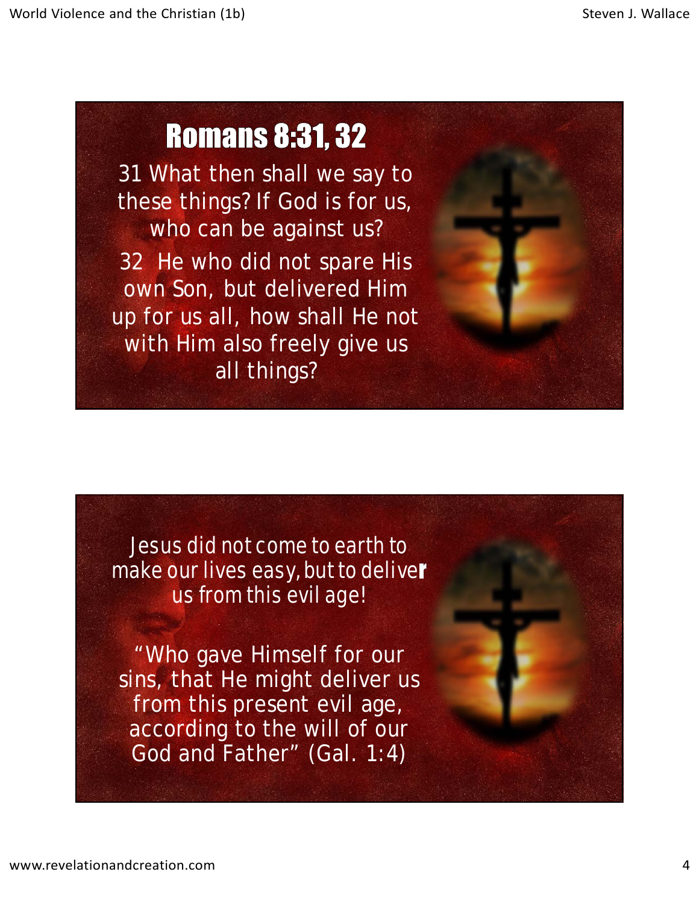## Romans 8:31, 32

31 What then shall we say to these things? If God is for us, who can be against us?

32 He who did not spare His own Son, but delivered Him up for us all, how shall He not with Him also freely give us all things?

Jesus did not come to earth to make our lives easy, but to deliver us from this evil age!

"Who gave Himself for our sins, that He might deliver us from this present evil age, according to the will of our God and Father" (Gal. 1:4)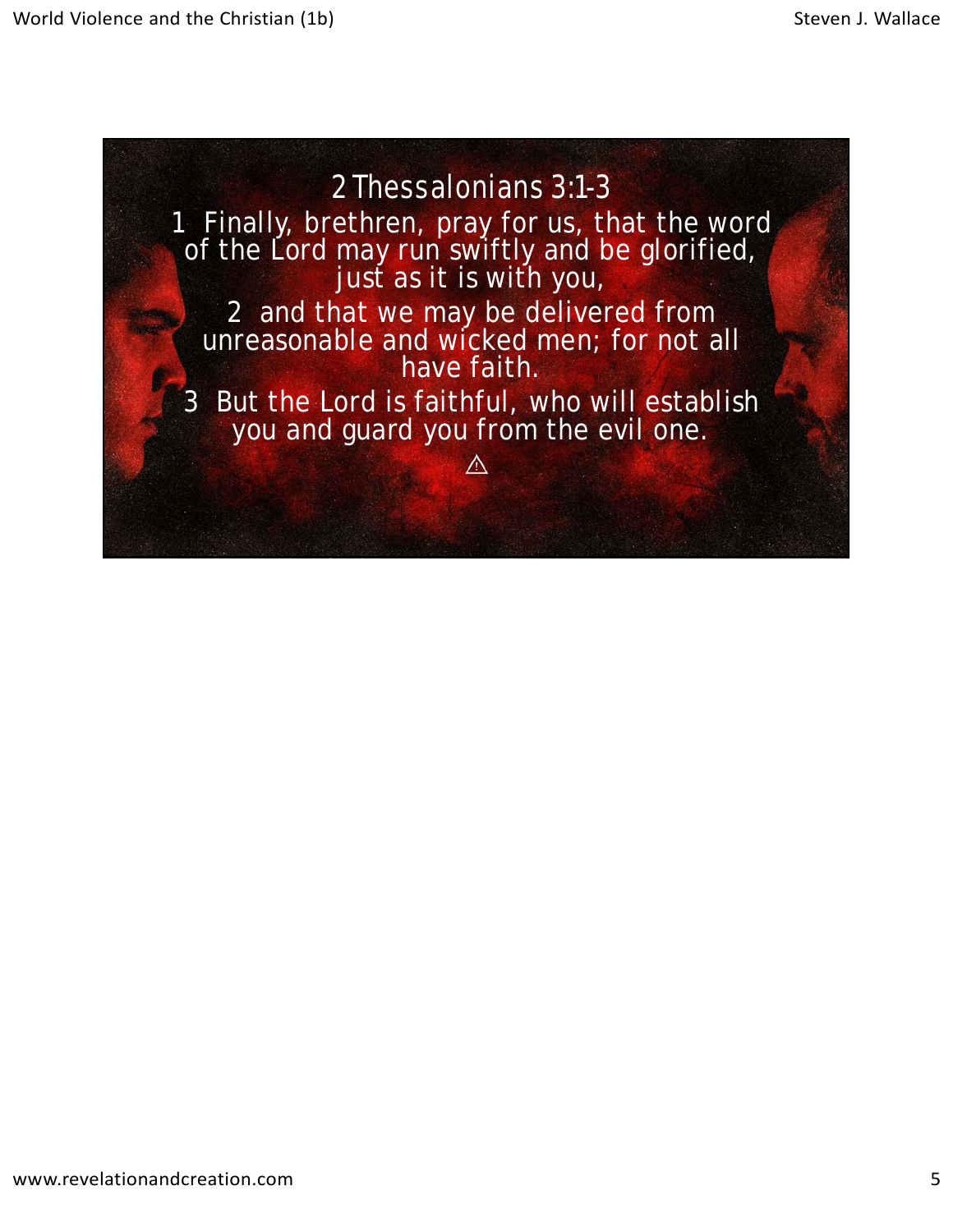## 2 Thessalonians 3:1-3

1 Finally, brethren, pray for us, that the word of the Lord may run swiftly and be glorified, just as it is with you,

2 and that we may be delivered from unreasonable and wicked men; for not all have faith.

3 But the Lord is faithful, who will establish you and guard you from the evil one.

⚠